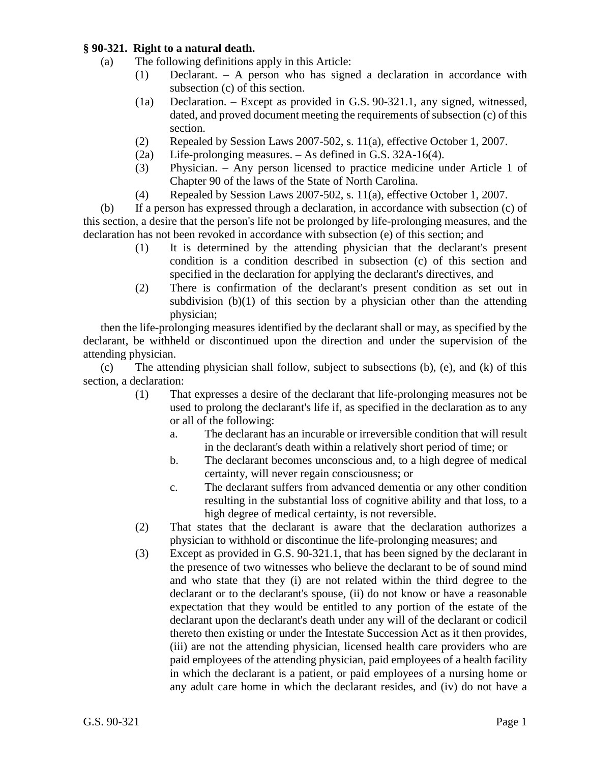**§ 90-321. Right to a natural death.**

(a) The following definitions apply in this Article:

(1) Declarant. – A person who has signed a declaration in accordance with subsection (c) of this section.

(1a) Declaration. – Except as provided in G.S. 90-321.1, any signed, witnessed, dated, and proved document meeting the requirements of subsection (c) of this section.

(2) Repealed by Session Laws 2007-502, s. 11(a), effective October 1, 2007.

(2a) Life-prolonging measures. – As defined in G.S. 32A-16(4).

(3) Physician. – Any person licensed to practice medicine under Article 1 of Chapter 90 of the laws of the State of North Carolina.

(4) Repealed by Session Laws 2007-502, s. 11(a), effective October 1, 2007.

(b) If a person has expressed through a declaration, in accordance with subsection (c) of this section, a desire that the person's life not be prolonged by life-prolonging measures, and the declaration has not been revoked in accordance with subsection (e) of this section; and

(1) It is determined by the attending physician that the declarant's present condition is a condition described in subsection (c) of this section and specified in the declaration for applying the declarant's directives, and

(2) There is confirmation of the declarant's present condition as set out in subdivision (b)(1) of this section by a physician other than the attending physician;

then the life-prolonging measures identified by the declarant shall or may, as specified by the declarant, be withheld or discontinued upon the direction and under the supervision of the attending physician.

(c) The attending physician shall follow, subject to subsections (b), (e), and (k) of this section, a declaration:

(1) That expresses a desire of the declarant that life-prolonging measures not be used to prolong the declarant's life if, as specified in the declaration as to any or all of the following:

a. The declarant has an incurable or irreversible condition that will result in the declarant's death within a relatively short period of time; or

b. The declarant becomes unconscious and, to a high degree of medical certainty, will never regain consciousness; or

c. The declarant suffers from advanced dementia or any other condition resulting in the substantial loss of cognitive ability and that loss, to a high degree of medical certainty, is not reversible.

(2) That states that the declarant is aware that the declaration authorizes a physician to withhold or discontinue the life-prolonging measures; and

(3) Except as provided in G.S. 90-321.1, that has been signed by the declarant in the presence of two witnesses who believe the declarant to be of sound mind and who state that they (i) are not related within the third degree to the declarant or to the declarant's spouse, (ii) do not know or have a reasonable expectation that they would be entitled to any portion of the estate of the declarant upon the declarant's death under any will of the declarant or codicil thereto then existing or under the Intestate Succession Act as it then provides, (iii) are not the attending physician, licensed health care providers who are paid employees of the attending physician, paid employees of a health facility in which the declarant is a patient, or paid employees of a nursing home or any adult care home in which the declarant resides, and (iv) do not have a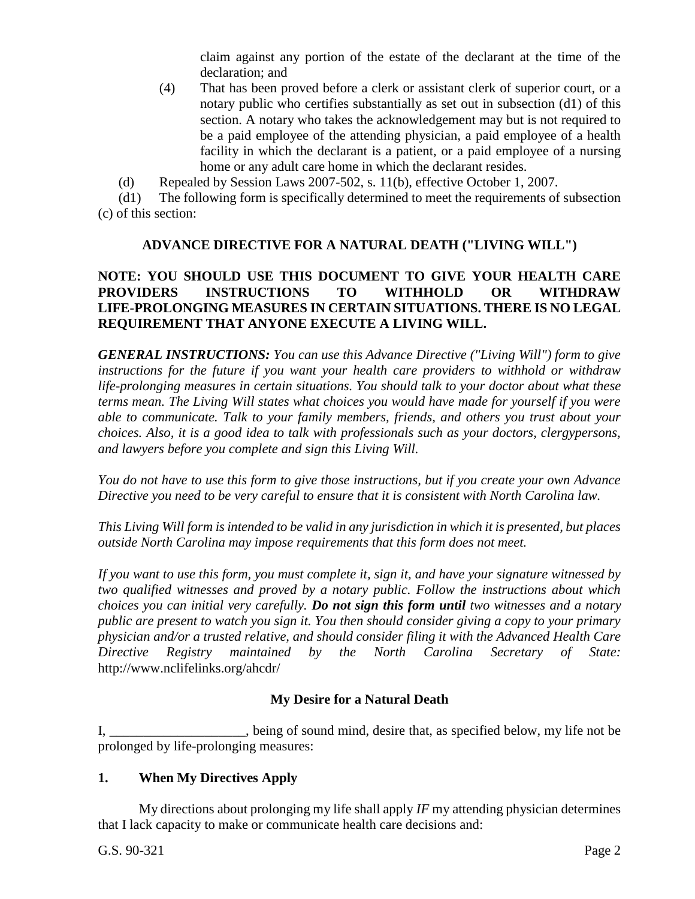claim against any portion of the estate of the declarant at the time of the declaration; and

(4) That has been proved before a clerk or assistant clerk of superior court, or a notary public who certifies substantially as set out in subsection (d1) of this section. A notary who takes the acknowledgement may but is not required to be a paid employee of the attending physician, a paid employee of a health facility in which the declarant is a patient, or a paid employee of a nursing home or any adult care home in which the declarant resides.

(d) Repealed by Session Laws 2007-502, s. 11(b), effective October 1, 2007.

(d1) The following form is specifically determined to meet the requirements of subsection (c) of this section:

**ADVANCE DIRECTIVE FOR A NATURAL DEATH ("LIVING WILL")**

**NOTE: YOU SHOULD USE THIS DOCUMENT TO GIVE YOUR HEALTH CARE PROVIDERS INSTRUCTIONS TO WITHHOLD OR WITHDRAW LIFE-PROLONGING MEASURES IN CERTAIN SITUATIONS. THERE IS NO LEGAL REQUIREMENT THAT ANYONE EXECUTE A LIVING WILL.**

***GENERAL INSTRUCTIONS:*** *You can use this Advance Directive ("Living Will") form to give instructions for the future if you want your health care providers to withhold or withdraw life-prolonging measures in certain situations. You should talk to your doctor about what these terms mean. The Living Will states what choices you would have made for yourself if you were able to communicate. Talk to your family members, friends, and others you trust about your choices. Also, it is a good idea to talk with professionals such as your doctors, clergypersons, and lawyers before you complete and sign this Living Will.*

*You do not have to use this form to give those instructions, but if you create your own Advance Directive you need to be very careful to ensure that it is consistent with North Carolina law.*

*This Living Will form is intended to be valid in any jurisdiction in which it is presented, but places outside North Carolina may impose requirements that this form does not meet.*

*If you want to use this form, you must complete it, sign it, and have your signature witnessed by two qualified witnesses and proved by a notary public. Follow the instructions about which choices you can initial very carefully.* ***Do not sign this form until*** *two witnesses and a notary public are present to watch you sign it. You then should consider giving a copy to your primary physician and/or a trusted relative, and should consider filing it with the Advanced Health Care Directive Registry maintained by the North Carolina Secretary of State:* http://www.nclifelinks.org/ahcdr/

**My Desire for a Natural Death**

I, ____________________, being of sound mind, desire that, as specified below, my life not be prolonged by life-prolonging measures:

**1. When My Directives Apply**

My directions about prolonging my life shall apply *IF* my attending physician determines that I lack capacity to make or communicate health care decisions and: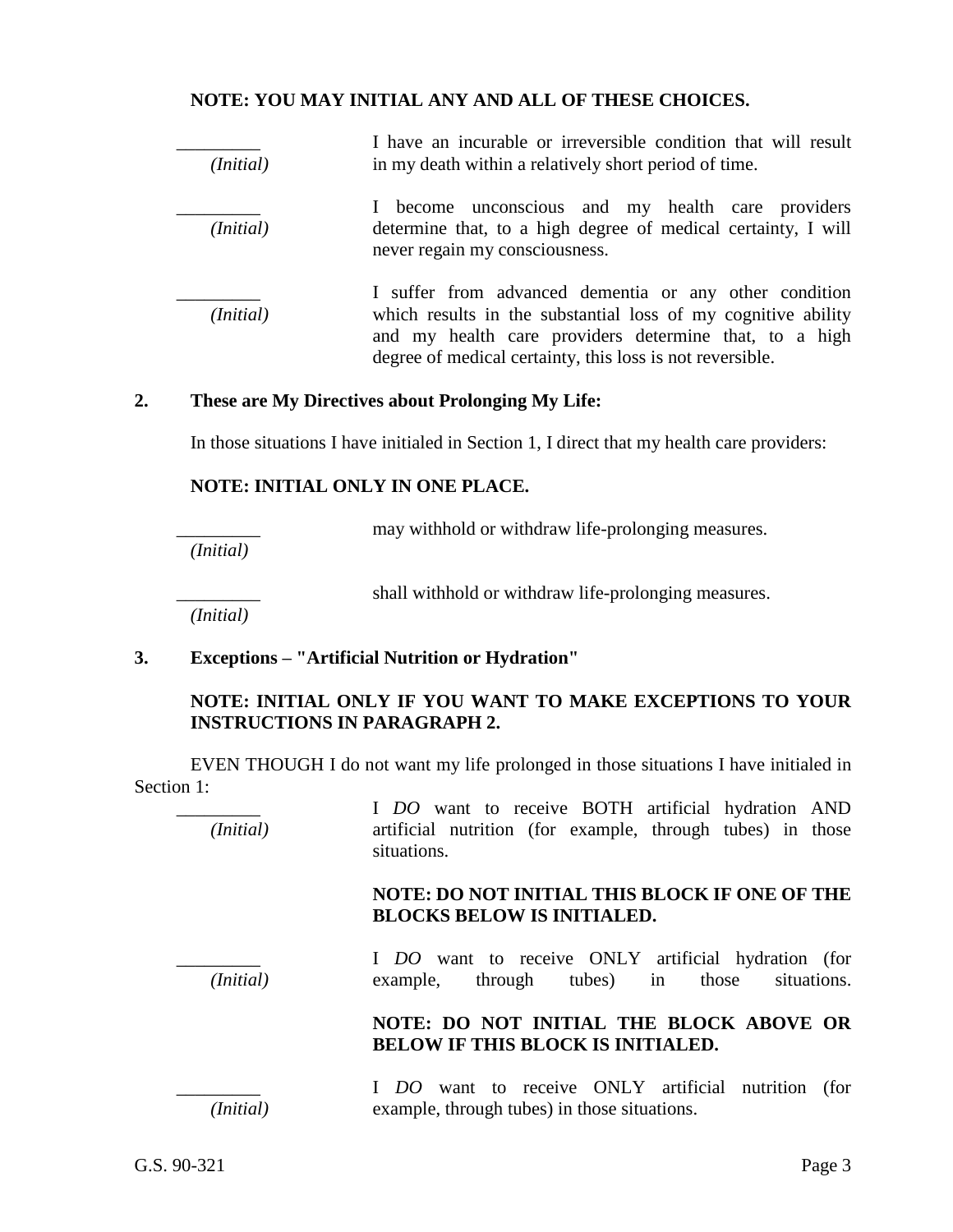**NOTE: YOU MAY INITIAL ANY AND ALL OF THESE CHOICES.**

_________ *(Initial)* I have an incurable or irreversible condition that will result in my death within a relatively short period of time.

_________ *(Initial)* I become unconscious and my health care providers determine that, to a high degree of medical certainty, I will never regain my consciousness.

_________ *(Initial)* I suffer from advanced dementia or any other condition which results in the substantial loss of my cognitive ability and my health care providers determine that, to a high degree of medical certainty, this loss is not reversible.

## 2. These are My Directives about Prolonging My Life:

In those situations I have initialed in Section 1, I direct that my health care providers:

**NOTE: INITIAL ONLY IN ONE PLACE.**

_________ *(Initial)* may withhold or withdraw life-prolonging measures.

_________ *(Initial)* shall withhold or withdraw life-prolonging measures.

## 3. Exceptions – "Artificial Nutrition or Hydration"

**NOTE: INITIAL ONLY IF YOU WANT TO MAKE EXCEPTIONS TO YOUR INSTRUCTIONS IN PARAGRAPH 2.**

EVEN THOUGH I do not want my life prolonged in those situations I have initialed in Section 1:

_________ *(Initial)* I *DO* want to receive BOTH artificial hydration AND artificial nutrition (for example, through tubes) in those situations.

**NOTE: DO NOT INITIAL THIS BLOCK IF ONE OF THE BLOCKS BELOW IS INITIALED.**

_________ *(Initial)* I *DO* want to receive ONLY artificial hydration (for example, through tubes) in those situations.

**NOTE: DO NOT INITIAL THE BLOCK ABOVE OR BELOW IF THIS BLOCK IS INITIALED.**

_________ *(Initial)* I *DO* want to receive ONLY artificial nutrition (for example, through tubes) in those situations.

G.S. 90-321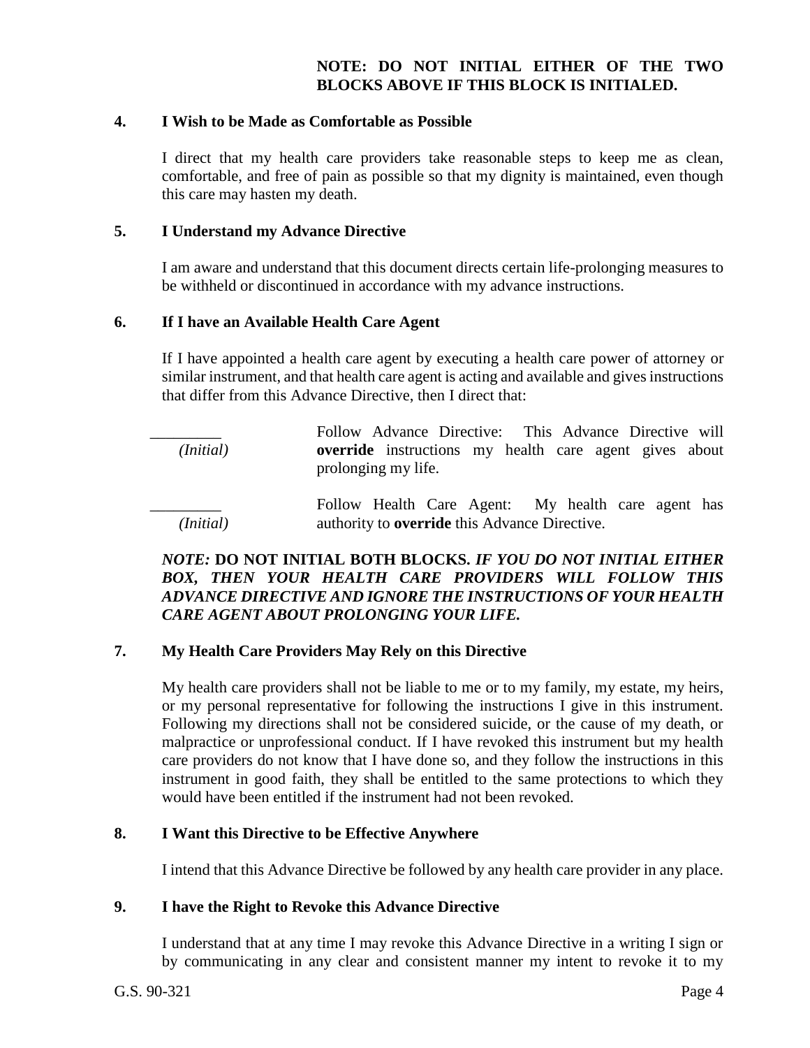**NOTE: DO NOT INITIAL EITHER OF THE TWO BLOCKS ABOVE IF THIS BLOCK IS INITIALED.**

**4. I Wish to be Made as Comfortable as Possible**

I direct that my health care providers take reasonable steps to keep me as clean, comfortable, and free of pain as possible so that my dignity is maintained, even though this care may hasten my death.

**5. I Understand my Advance Directive**

I am aware and understand that this document directs certain life-prolonging measures to be withheld or discontinued in accordance with my advance instructions.

**6. If I have an Available Health Care Agent**

If I have appointed a health care agent by executing a health care power of attorney or similar instrument, and that health care agent is acting and available and gives instructions that differ from this Advance Directive, then I direct that:

_________ *(Initial)* Follow Advance Directive: This Advance Directive will **override** instructions my health care agent gives about prolonging my life.

_________ *(Initial)* Follow Health Care Agent: My health care agent has authority to **override** this Advance Directive.

***NOTE:*** **DO NOT INITIAL BOTH BLOCKS.** ***IF YOU DO NOT INITIAL EITHER BOX, THEN YOUR HEALTH CARE PROVIDERS WILL FOLLOW THIS ADVANCE DIRECTIVE AND IGNORE THE INSTRUCTIONS OF YOUR HEALTH CARE AGENT ABOUT PROLONGING YOUR LIFE.***

**7. My Health Care Providers May Rely on this Directive**

My health care providers shall not be liable to me or to my family, my estate, my heirs, or my personal representative for following the instructions I give in this instrument. Following my directions shall not be considered suicide, or the cause of my death, or malpractice or unprofessional conduct. If I have revoked this instrument but my health care providers do not know that I have done so, and they follow the instructions in this instrument in good faith, they shall be entitled to the same protections to which they would have been entitled if the instrument had not been revoked.

**8. I Want this Directive to be Effective Anywhere**

I intend that this Advance Directive be followed by any health care provider in any place.

**9. I have the Right to Revoke this Advance Directive**

I understand that at any time I may revoke this Advance Directive in a writing I sign or by communicating in any clear and consistent manner my intent to revoke it to my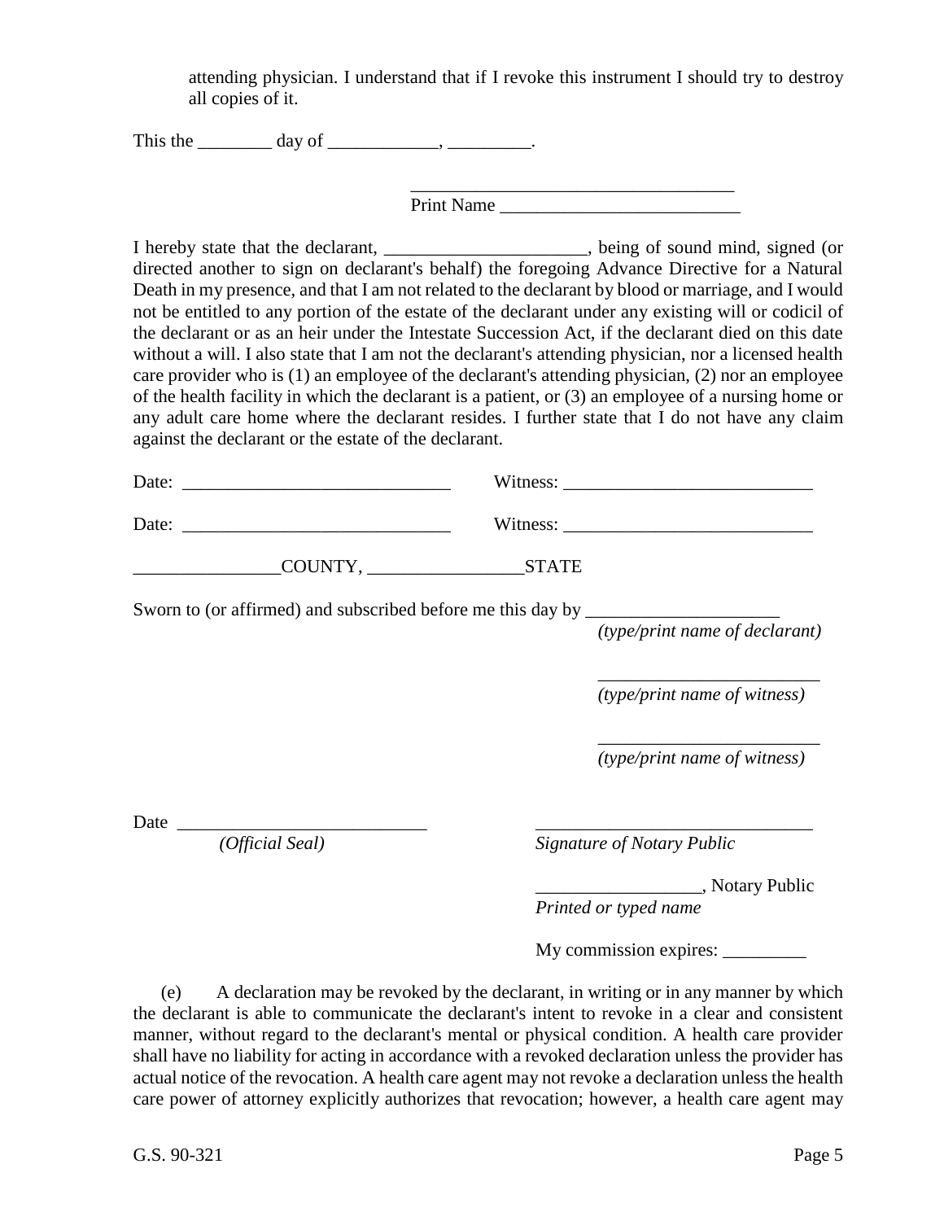attending physician. I understand that if I revoke this instrument I should try to destroy all copies of it.

This the ________ day of ____________, _________.

___________________________________

Print Name __________________________

I hereby state that the declarant, ______________________, being of sound mind, signed (or directed another to sign on declarant's behalf) the foregoing Advance Directive for a Natural Death in my presence, and that I am not related to the declarant by blood or marriage, and I would not be entitled to any portion of the estate of the declarant under any existing will or codicil of the declarant or as an heir under the Intestate Succession Act, if the declarant died on this date without a will. I also state that I am not the declarant's attending physician, nor a licensed health care provider who is (1) an employee of the declarant's attending physician, (2) nor an employee of the health facility in which the declarant is a patient, or (3) an employee of a nursing home or any adult care home where the declarant resides. I further state that I do not have any claim against the declarant or the estate of the declarant.

Date: _____________________________ Witness: ___________________________

Date: _____________________________ Witness: ___________________________

________________COUNTY, _________________STATE

Sworn to (or affirmed) and subscribed before me this day by _____________________
*(type/print name of declarant)*

________________________
*(type/print name of witness)*

________________________
*(type/print name of witness)*

Date ___________________________
*(Official Seal)*

______________________________
*Signature of Notary Public*

__________________, Notary Public
*Printed or typed name*

My commission expires: _________

(e) A declaration may be revoked by the declarant, in writing or in any manner by which the declarant is able to communicate the declarant's intent to revoke in a clear and consistent manner, without regard to the declarant's mental or physical condition. A health care provider shall have no liability for acting in accordance with a revoked declaration unless the provider has actual notice of the revocation. A health care agent may not revoke a declaration unless the health care power of attorney explicitly authorizes that revocation; however, a health care agent may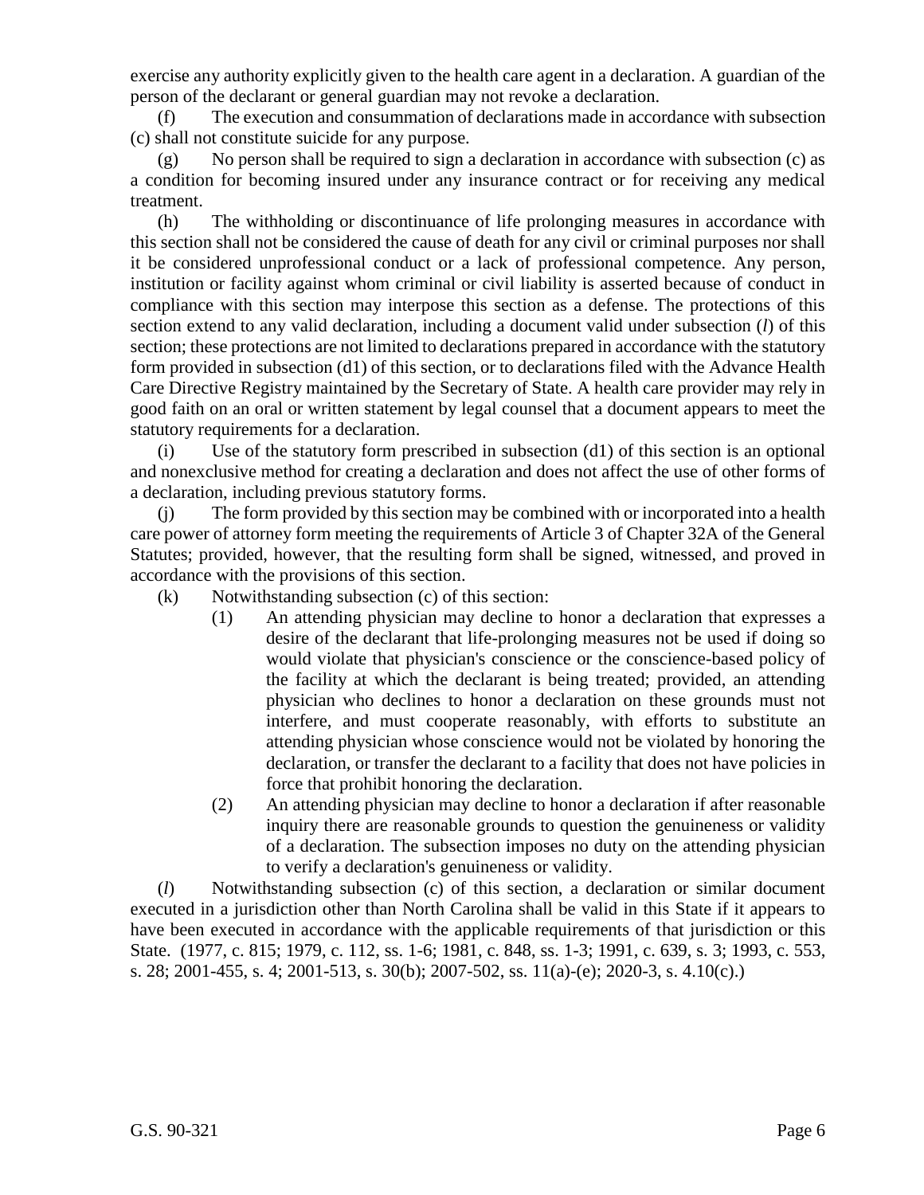exercise any authority explicitly given to the health care agent in a declaration. A guardian of the person of the declarant or general guardian may not revoke a declaration.

(f) The execution and consummation of declarations made in accordance with subsection (c) shall not constitute suicide for any purpose.

(g) No person shall be required to sign a declaration in accordance with subsection (c) as a condition for becoming insured under any insurance contract or for receiving any medical treatment.

(h) The withholding or discontinuance of life prolonging measures in accordance with this section shall not be considered the cause of death for any civil or criminal purposes nor shall it be considered unprofessional conduct or a lack of professional competence. Any person, institution or facility against whom criminal or civil liability is asserted because of conduct in compliance with this section may interpose this section as a defense. The protections of this section extend to any valid declaration, including a document valid under subsection (*l*) of this section; these protections are not limited to declarations prepared in accordance with the statutory form provided in subsection (d1) of this section, or to declarations filed with the Advance Health Care Directive Registry maintained by the Secretary of State. A health care provider may rely in good faith on an oral or written statement by legal counsel that a document appears to meet the statutory requirements for a declaration.

(i) Use of the statutory form prescribed in subsection (d1) of this section is an optional and nonexclusive method for creating a declaration and does not affect the use of other forms of a declaration, including previous statutory forms.

(j) The form provided by this section may be combined with or incorporated into a health care power of attorney form meeting the requirements of Article 3 of Chapter 32A of the General Statutes; provided, however, that the resulting form shall be signed, witnessed, and proved in accordance with the provisions of this section.

(k) Notwithstanding subsection (c) of this section:

(1) An attending physician may decline to honor a declaration that expresses a desire of the declarant that life-prolonging measures not be used if doing so would violate that physician's conscience or the conscience-based policy of the facility at which the declarant is being treated; provided, an attending physician who declines to honor a declaration on these grounds must not interfere, and must cooperate reasonably, with efforts to substitute an attending physician whose conscience would not be violated by honoring the declaration, or transfer the declarant to a facility that does not have policies in force that prohibit honoring the declaration.

(2) An attending physician may decline to honor a declaration if after reasonable inquiry there are reasonable grounds to question the genuineness or validity of a declaration. The subsection imposes no duty on the attending physician to verify a declaration's genuineness or validity.

(*l*) Notwithstanding subsection (c) of this section, a declaration or similar document executed in a jurisdiction other than North Carolina shall be valid in this State if it appears to have been executed in accordance with the applicable requirements of that jurisdiction or this State. (1977, c. 815; 1979, c. 112, ss. 1-6; 1981, c. 848, ss. 1-3; 1991, c. 639, s. 3; 1993, c. 553, s. 28; 2001-455, s. 4; 2001-513, s. 30(b); 2007-502, ss. 11(a)-(e); 2020-3, s. 4.10(c).)